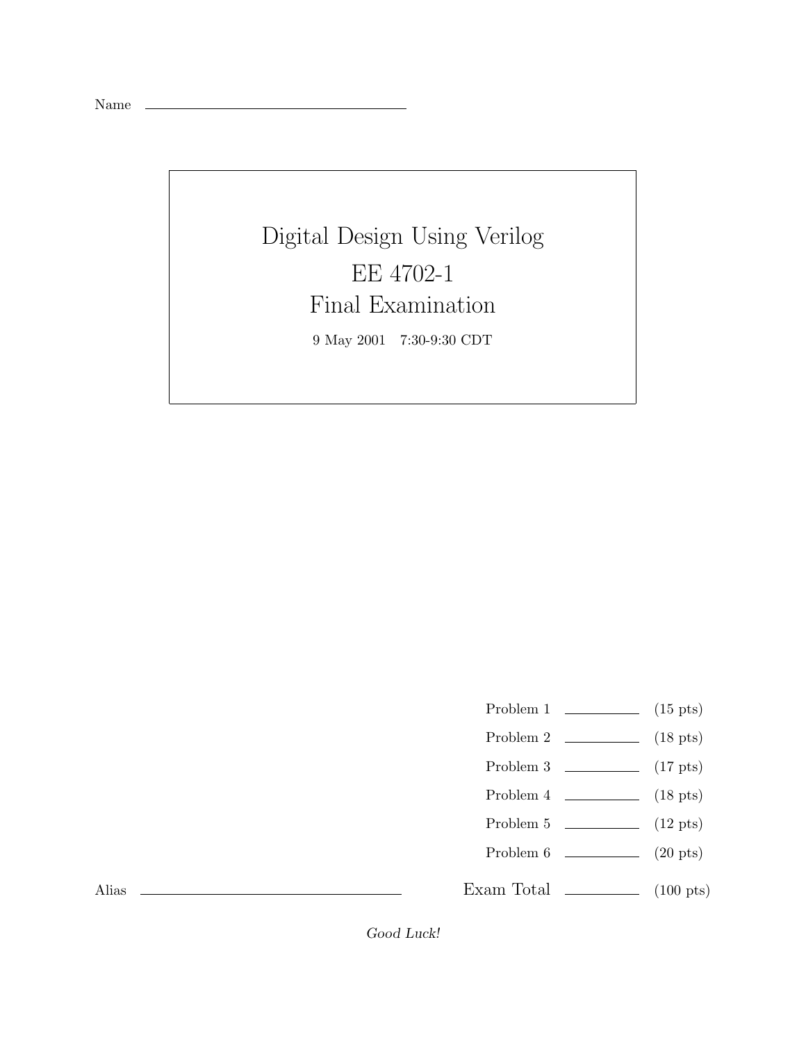Name \_\_\_\_\_\_\_\_\_\_\_\_\_\_\_\_\_\_\_\_\_\_\_\_\_\_\_\_\_\_

# Digital Design Using Verilog

# EE 4702-1

# Final Examination

9 May 2001 7:30-9:30 CDT

| | | |
|---|---|---|
| Problem 1 | \_\_\_\_\_\_\_\_ | (15 pts) |
| Problem 2 | \_\_\_\_\_\_\_\_ | (18 pts) |
| Problem 3 | \_\_\_\_\_\_\_\_ | (17 pts) |
| Problem 4 | \_\_\_\_\_\_\_\_ | (18 pts) |
| Problem 5 | \_\_\_\_\_\_\_\_ | (12 pts) |
| Problem 6 | \_\_\_\_\_\_\_\_ | (20 pts) |
| Exam Total | \_\_\_\_\_\_\_\_ | (100 pts) |

Alias \_\_\_\_\_\_\_\_\_\_\_\_\_\_\_\_\_\_\_\_\_\_\_\_\_\_\_\_\_\_

*Good Luck!*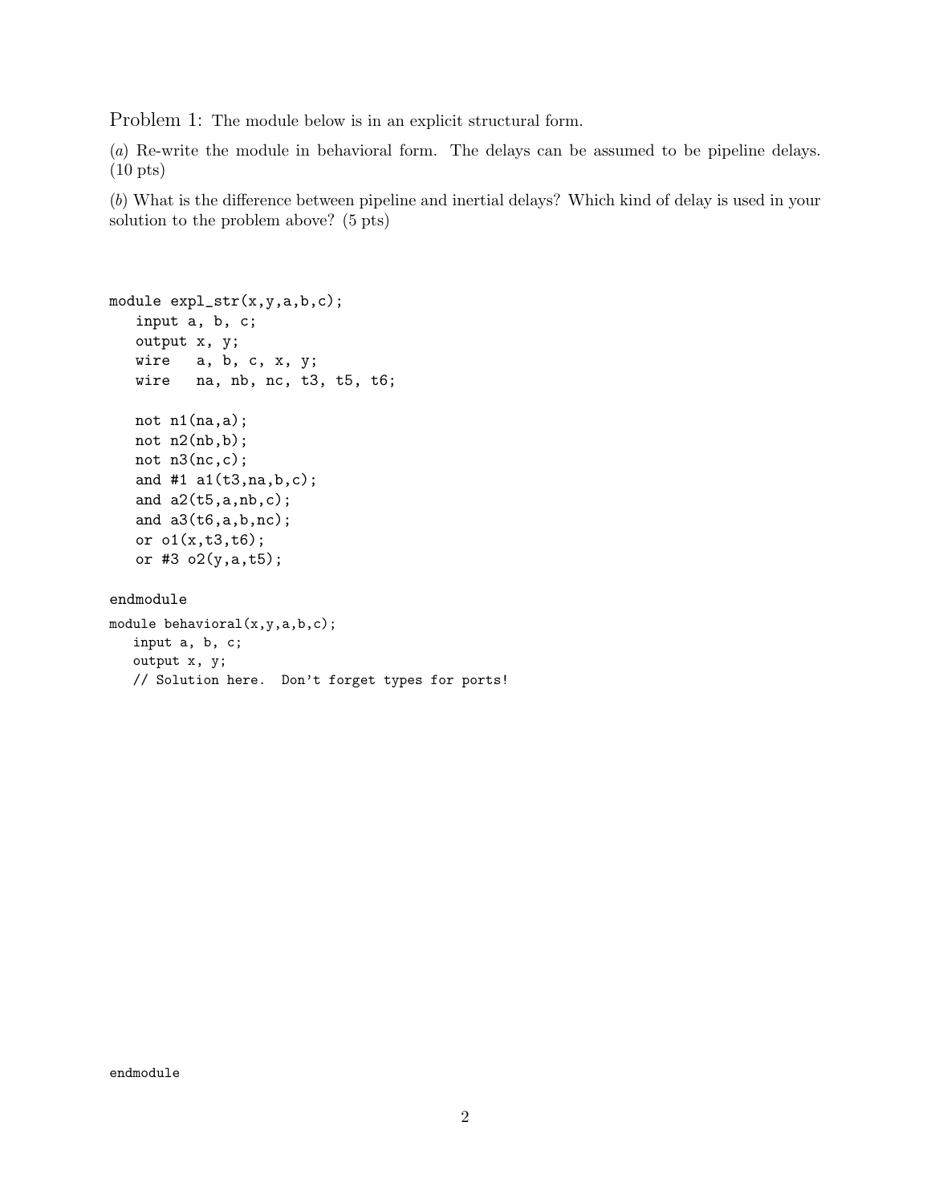Problem 1: The module below is in an explicit structural form.

(*a*) Re-write the module in behavioral form. The delays can be assumed to be pipeline delays. (10 pts)

(*b*) What is the difference between pipeline and inertial delays? Which kind of delay is used in your solution to the problem above? (5 pts)

```
module expl_str(x,y,a,b,c);
   input a, b, c;
   output x, y;
   wire   a, b, c, x, y;
   wire   na, nb, nc, t3, t5, t6;

   not n1(na,a);
   not n2(nb,b);
   not n3(nc,c);
   and #1 a1(t3,na,b,c);
   and a2(t5,a,nb,c);
   and a3(t6,a,b,nc);
   or o1(x,t3,t6);
   or #3 o2(y,a,t5);

endmodule
```

```
module behavioral(x,y,a,b,c);
   input a, b, c;
   output x, y;
   // Solution here.  Don't forget types for ports!

endmodule
```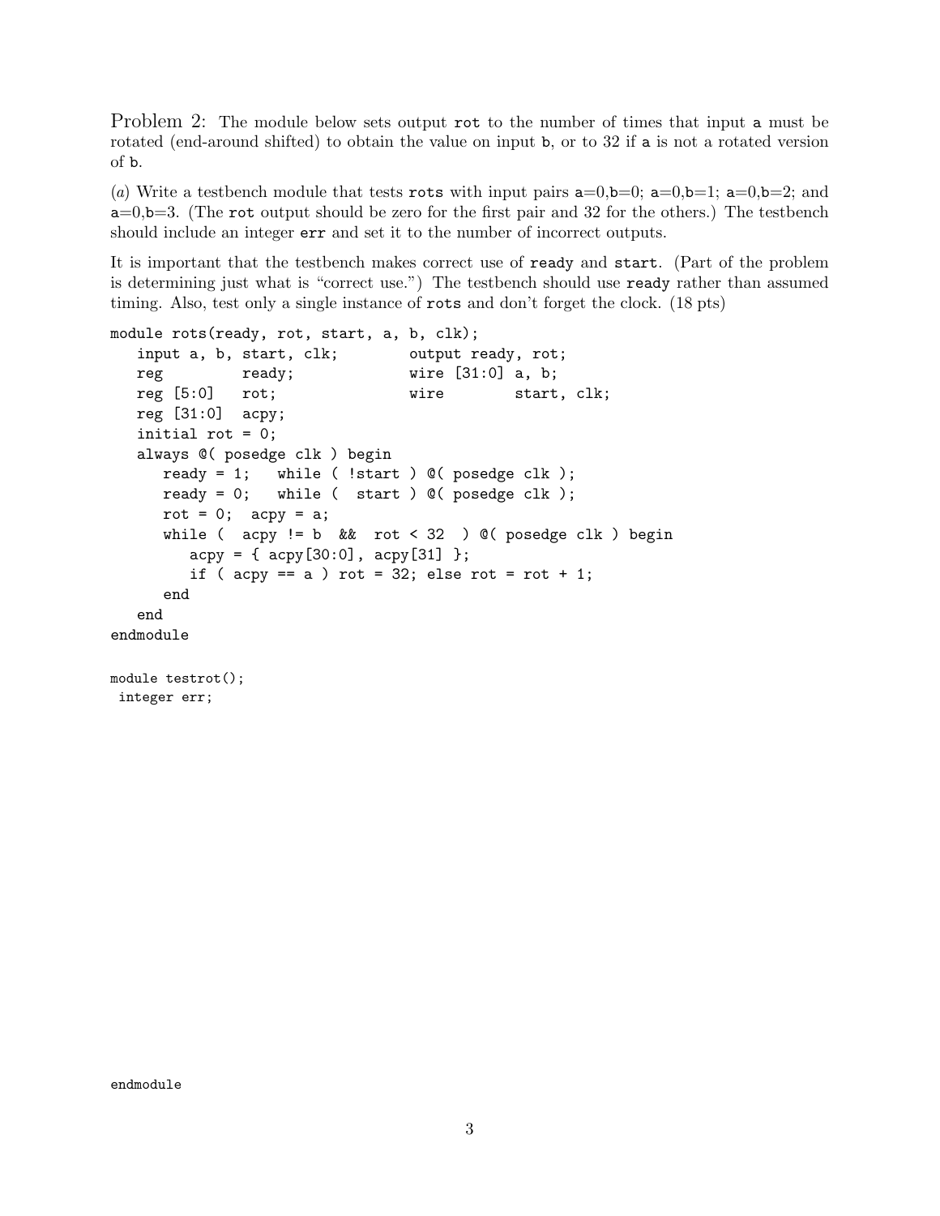Problem 2: The module below sets output `rot` to the number of times that input `a` must be rotated (end-around shifted) to obtain the value on input `b`, or to 32 if `a` is not a rotated version of `b`.

(*a*) Write a testbench module that tests `rots` with input pairs `a`=0,`b`=0; `a`=0,`b`=1; `a`=0,`b`=2; and `a`=0,`b`=3. (The `rot` output should be zero for the first pair and 32 for the others.) The testbench should include an integer `err` and set it to the number of incorrect outputs.

It is important that the testbench makes correct use of `ready` and `start`. (Part of the problem is determining just what is "correct use.") The testbench should use `ready` rather than assumed timing. Also, test only a single instance of `rots` and don't forget the clock. (18 pts)

```
module rots(ready, rot, start, a, b, clk);
   input a, b, start, clk;        output ready, rot;
   reg         ready;             wire [31:0] a, b;
   reg [5:0]   rot;               wire        start, clk;
   reg [31:0]  acpy;
   initial rot = 0;
   always @( posedge clk ) begin
      ready = 1;   while ( !start ) @( posedge clk );
      ready = 0;   while (  start ) @( posedge clk );
      rot = 0;  acpy = a;
      while (  acpy != b  &&  rot < 32  ) @( posedge clk ) begin
         acpy = { acpy[30:0], acpy[31] };
         if ( acpy == a ) rot = 32; else rot = rot + 1;
      end
   end
endmodule

module testrot();
 integer err;











endmodule
```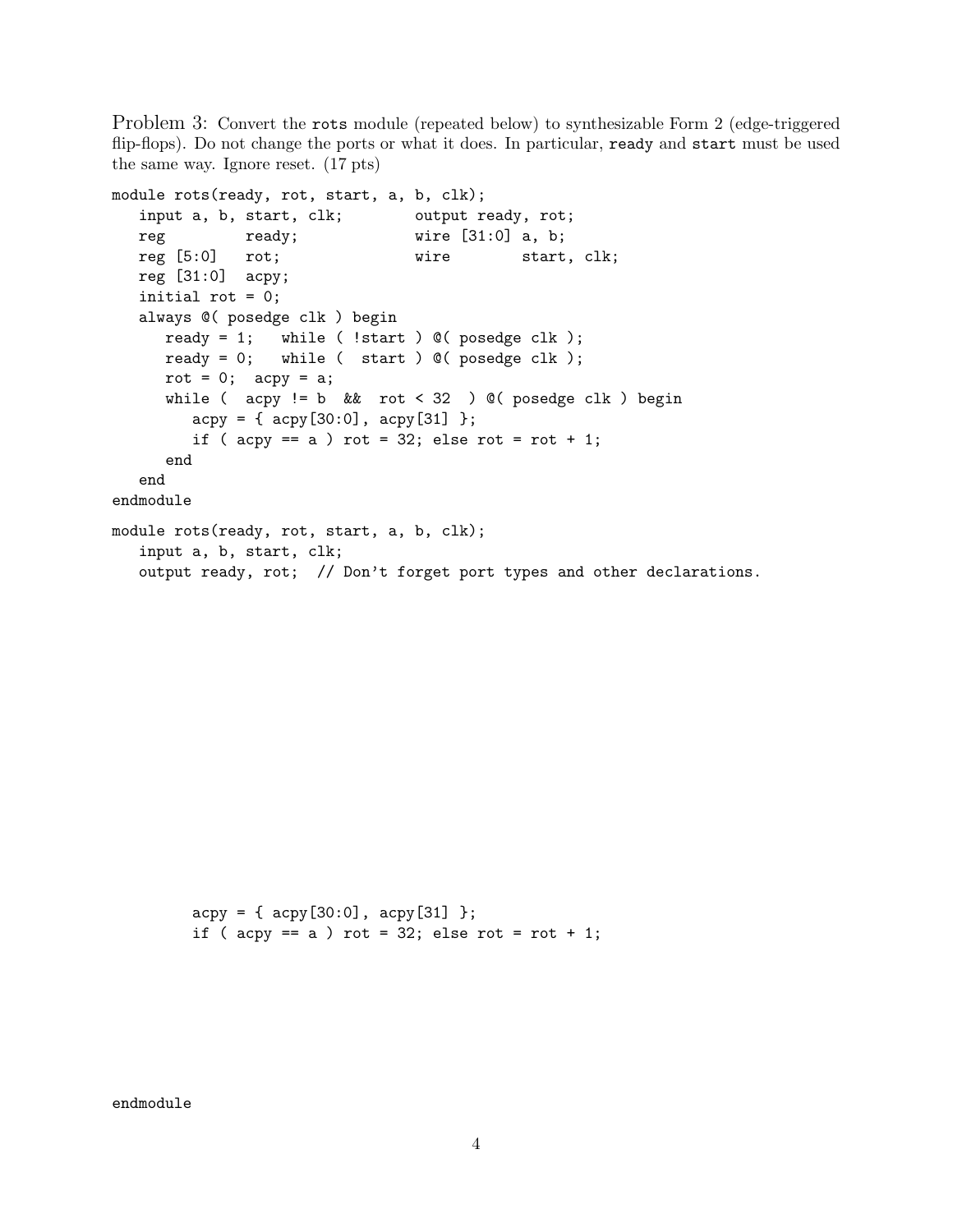Problem 3: Convert the `rots` module (repeated below) to synthesizable Form 2 (edge-triggered flip-flops). Do not change the ports or what it does. In particular, `ready` and `start` must be used the same way. Ignore reset. (17 pts)

```
module rots(ready, rot, start, a, b, clk);
   input a, b, start, clk;        output ready, rot;
   reg         ready;             wire [31:0] a, b;
   reg [5:0]   rot;               wire        start, clk;
   reg [31:0]  acpy;
   initial rot = 0;
   always @( posedge clk ) begin
      ready = 1;   while ( !start ) @( posedge clk );
      ready = 0;   while (  start ) @( posedge clk );
      rot = 0;  acpy = a;
      while (  acpy != b  &&  rot < 32  ) @( posedge clk ) begin
         acpy = { acpy[30:0], acpy[31] };
         if ( acpy == a ) rot = 32; else rot = rot + 1;
      end
   end
endmodule
```

```
module rots(ready, rot, start, a, b, clk);
   input a, b, start, clk;
   output ready, rot;  // Don't forget port types and other declarations.
```

```
         acpy = { acpy[30:0], acpy[31] };
         if ( acpy == a ) rot = 32; else rot = rot + 1;
```

```
endmodule
```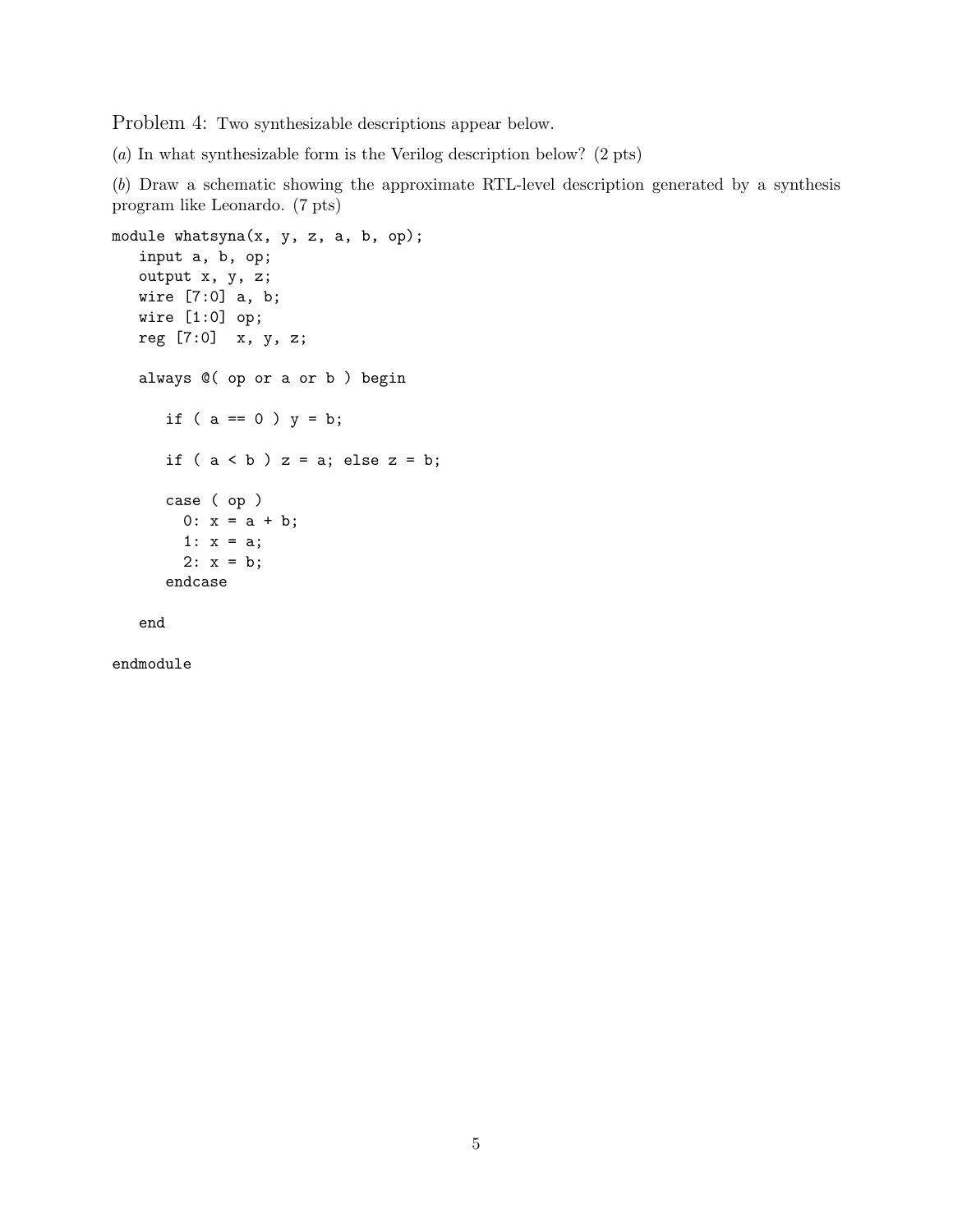Problem 4: Two synthesizable descriptions appear below.

(*a*) In what synthesizable form is the Verilog description below? (2 pts)

(*b*) Draw a schematic showing the approximate RTL-level description generated by a synthesis program like Leonardo. (7 pts)

```
module whatsyna(x, y, z, a, b, op);
   input a, b, op;
   output x, y, z;
   wire [7:0] a, b;
   wire [1:0] op;
   reg [7:0]  x, y, z;

   always @( op or a or b ) begin

      if ( a == 0 ) y = b;

      if ( a < b ) z = a; else z = b;

      case ( op )
        0: x = a + b;
        1: x = a;
        2: x = b;
      endcase

   end

endmodule
```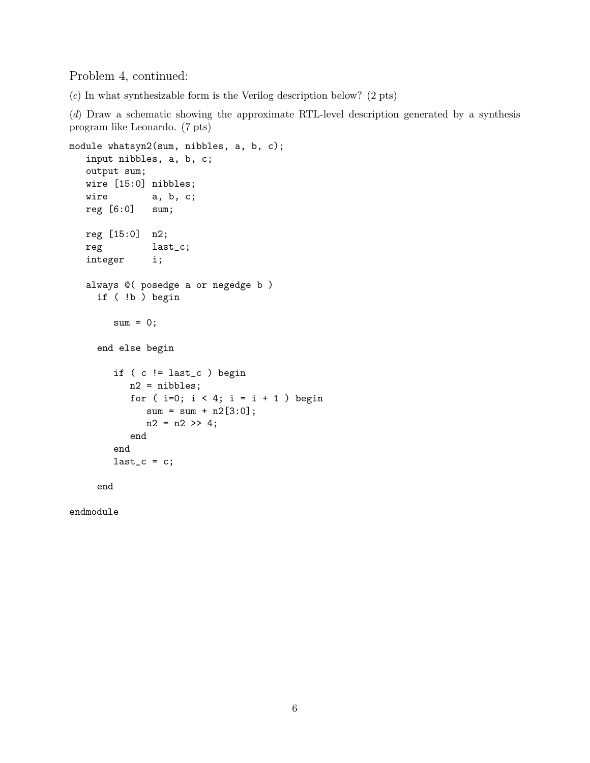Problem 4, continued:

(*c*) In what synthesizable form is the Verilog description below? (2 pts)

(*d*) Draw a schematic showing the approximate RTL-level description generated by a synthesis program like Leonardo. (7 pts)

```
module whatsyn2(sum, nibbles, a, b, c);
   input nibbles, a, b, c;
   output sum;
   wire [15:0] nibbles;
   wire        a, b, c;
   reg [6:0]   sum;

   reg [15:0]  n2;
   reg         last_c;
   integer     i;

   always @( posedge a or negedge b )
     if ( !b ) begin

        sum = 0;

     end else begin

        if ( c != last_c ) begin
           n2 = nibbles;
           for ( i=0; i < 4; i = i + 1 ) begin
              sum = sum + n2[3:0];
              n2 = n2 >> 4;
           end
        end
        last_c = c;

     end

endmodule
```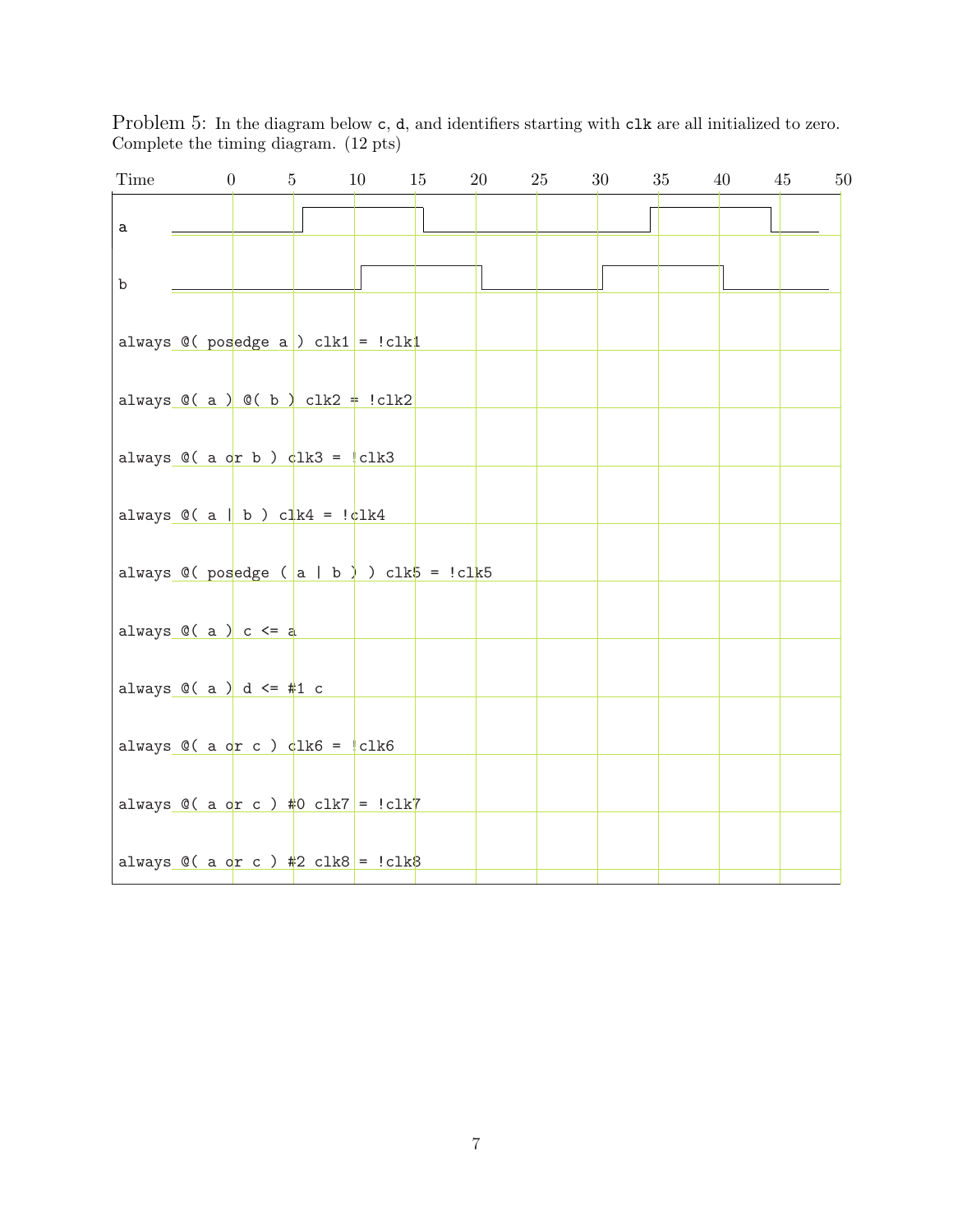Problem 5: In the diagram below `c`, `d`, and identifiers starting with `clk` are all initialized to zero. Complete the timing diagram. (12 pts)

Time: 0, 5, 10, 15, 20, 25, 30, 35, 40, 45, 50

Signals:

```
a
b
always @( posedge a ) clk1 = !clk1
always @( a ) @( b ) clk2 = !clk2
always @( a or b ) clk3 = !clk3
always @( a | b ) clk4 = !clk4
always @( posedge ( a | b ) ) clk5 = !clk5
always @( a ) c <= a
always @( a ) d <= #1 c
always @( a or c ) clk6 = !clk6
always @( a or c ) #0 clk7 = !clk7
always @( a or c ) #2 clk8 = !clk8
```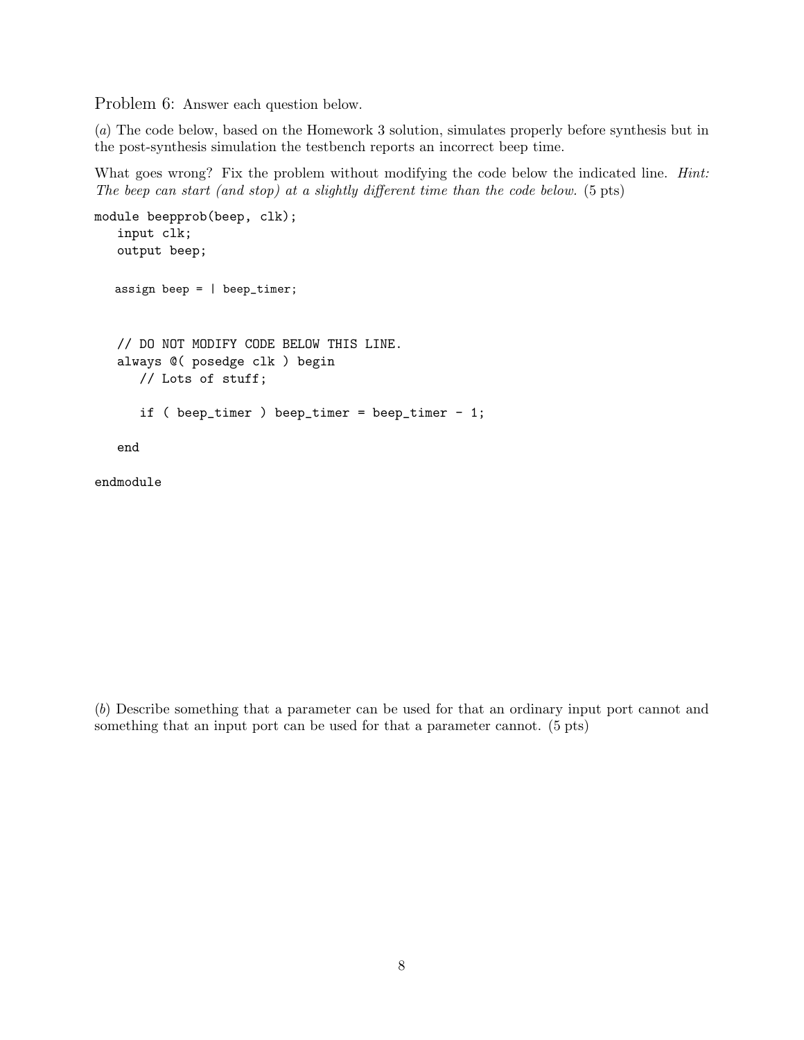Problem 6: Answer each question below.

(*a*) The code below, based on the Homework 3 solution, simulates properly before synthesis but in the post-synthesis simulation the testbench reports an incorrect beep time.

What goes wrong? Fix the problem without modifying the code below the indicated line. *Hint: The beep can start (and stop) at a slightly different time than the code below.* (5 pts)

```
module beepprob(beep, clk);
   input clk;
   output beep;

   assign beep = | beep_timer;


   // DO NOT MODIFY CODE BELOW THIS LINE.
   always @( posedge clk ) begin
      // Lots of stuff;

      if ( beep_timer ) beep_timer = beep_timer - 1;

   end

endmodule
```

(*b*) Describe something that a parameter can be used for that an ordinary input port cannot and something that an input port can be used for that a parameter cannot. (5 pts)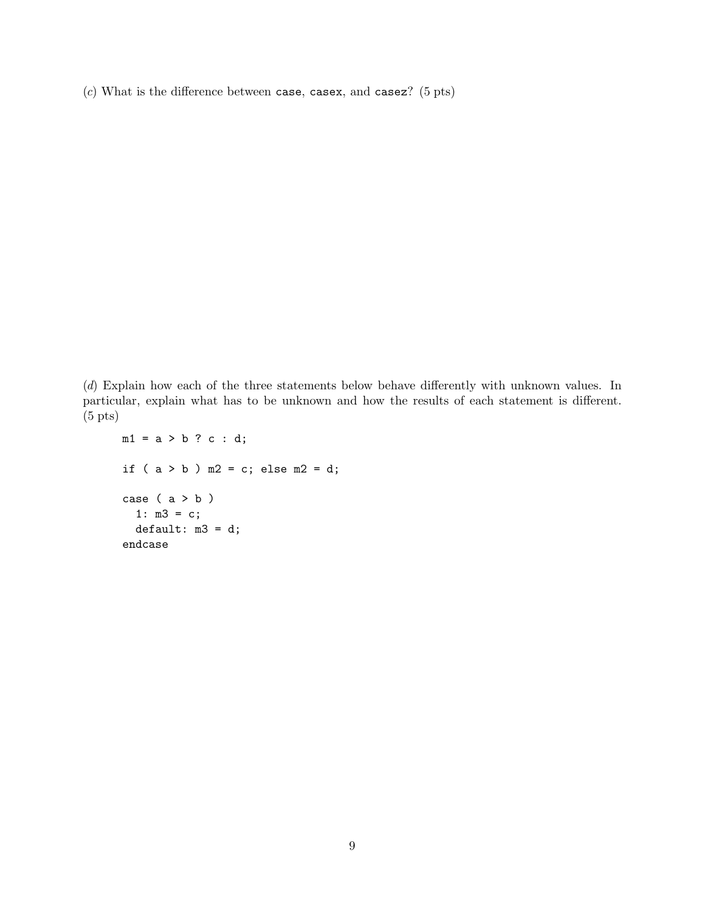(*c*) What is the difference between `case`, `casex`, and `casez`? (5 pts)

(*d*) Explain how each of the three statements below behave differently with unknown values. In particular, explain what has to be unknown and how the results of each statement is different. (5 pts)

```
m1 = a > b ? c : d;

if ( a > b ) m2 = c; else m2 = d;

case ( a > b )
  1: m3 = c;
  default: m3 = d;
endcase
```